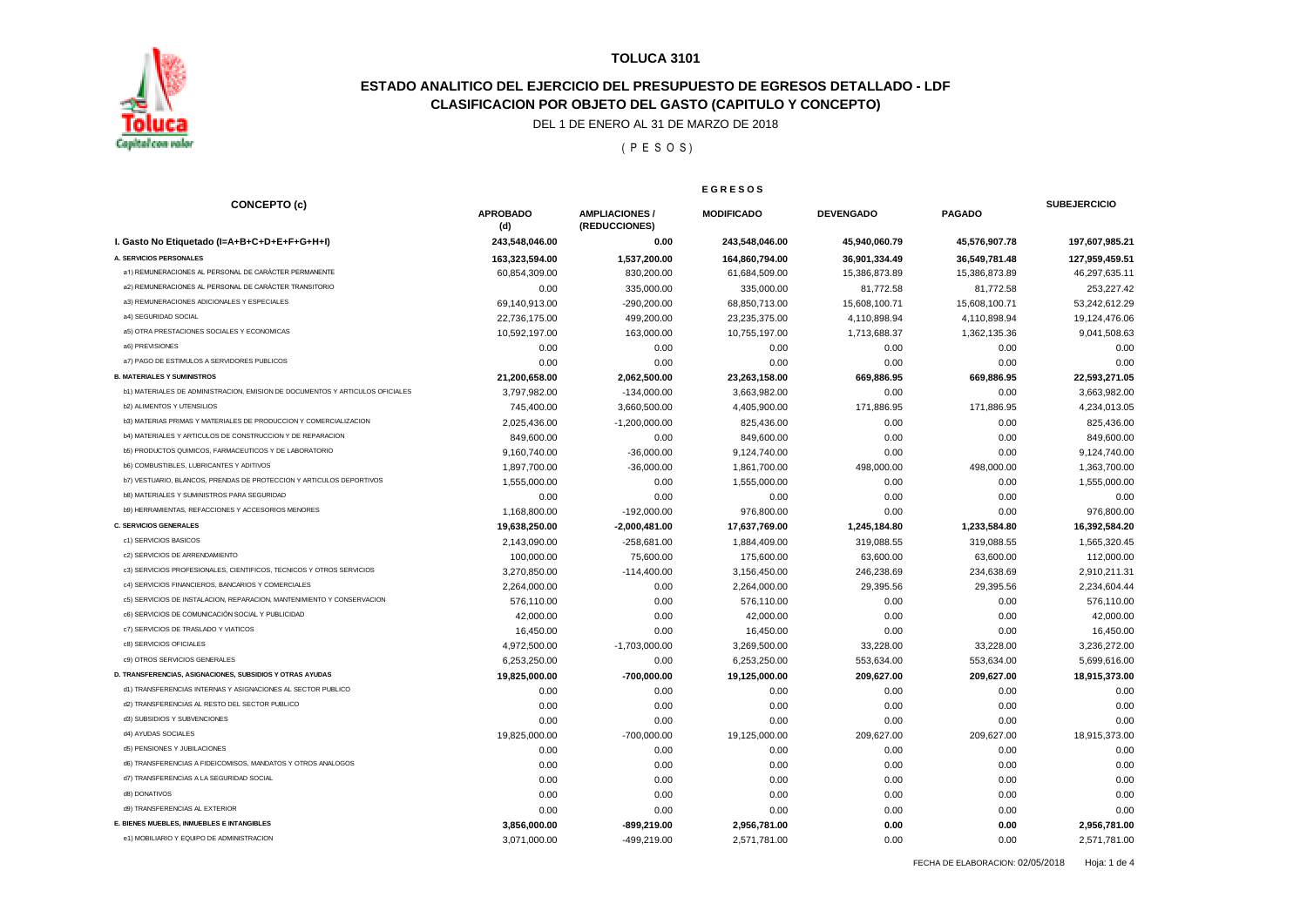# TOLUCA 3101

## ESTADO ANALITICO DEL EJERCICIO DEL PRESUPUESTO DE EGRESOS DETALLADO - LDF
## CLASIFICACION POR OBJETO DEL GASTO (CAPITULO Y CONCEPTO)

DEL 1 DE ENERO AL 31 DE MARZO DE 2018

( P E S O S )

| CONCEPTO (c) | EGRESOS | | | | | SUBEJERCICIO |
|---|---|---|---|---|---|---|
| | APROBADO (d) | AMPLIACIONES / (REDUCCIONES) | MODIFICADO | DEVENGADO | PAGADO | |
| **I. Gasto No Etiquetado (I=A+B+C+D+E+F+G+H+I)** | **243,548,046.00** | **0.00** | **243,548,046.00** | **45,940,060.79** | **45,576,907.78** | **197,607,985.21** |
| **A. SERVICIOS PERSONALES** | **163,323,594.00** | **1,537,200.00** | **164,860,794.00** | **36,901,334.49** | **36,549,781.48** | **127,959,459.51** |
| a1) REMUNERACIONES AL PERSONAL DE CARÁCTER PERMANENTE | 60,854,309.00 | 830,200.00 | 61,684,509.00 | 15,386,873.89 | 15,386,873.89 | 46,297,635.11 |
| a2) REMUNERACIONES AL PERSONAL DE CARÁCTER TRANSITORIO | 0.00 | 335,000.00 | 335,000.00 | 81,772.58 | 81,772.58 | 253,227.42 |
| a3) REMUNERACIONES ADICIONALES Y ESPECIALES | 69,140,913.00 | -290,200.00 | 68,850,713.00 | 15,608,100.71 | 15,608,100.71 | 53,242,612.29 |
| a4) SEGURIDAD SOCIAL | 22,736,175.00 | 499,200.00 | 23,235,375.00 | 4,110,898.94 | 4,110,898.94 | 19,124,476.06 |
| a5) OTRA PRESTACIONES SOCIALES Y ECONOMICAS | 10,592,197.00 | 163,000.00 | 10,755,197.00 | 1,713,688.37 | 1,362,135.36 | 9,041,508.63 |
| a6) PREVISIONES | 0.00 | 0.00 | 0.00 | 0.00 | 0.00 | 0.00 |
| a7) PAGO DE ESTIMULOS A SERVIDORES PUBLICOS | 0.00 | 0.00 | 0.00 | 0.00 | 0.00 | 0.00 |
| **B. MATERIALES Y SUMINISTROS** | **21,200,658.00** | **2,062,500.00** | **23,263,158.00** | **669,886.95** | **669,886.95** | **22,593,271.05** |
| b1) MATERIALES DE ADMINISTRACION, EMISION DE DOCUMENTOS Y ARTICULOS OFICIALES | 3,797,982.00 | -134,000.00 | 3,663,982.00 | 0.00 | 0.00 | 3,663,982.00 |
| b2) ALIMENTOS Y UTENSILIOS | 745,400.00 | 3,660,500.00 | 4,405,900.00 | 171,886.95 | 171,886.95 | 4,234,013.05 |
| b3) MATERIAS PRIMAS Y MATERIALES DE PRODUCCION Y COMERCIALIZACION | 2,025,436.00 | -1,200,000.00 | 825,436.00 | 0.00 | 0.00 | 825,436.00 |
| b4) MATERIALES Y ARTICULOS DE CONSTRUCCION Y DE REPARACION | 849,600.00 | 0.00 | 849,600.00 | 0.00 | 0.00 | 849,600.00 |
| b5) PRODUCTOS QUIMICOS, FARMACEUTICOS Y DE LABORATORIO | 9,160,740.00 | -36,000.00 | 9,124,740.00 | 0.00 | 0.00 | 9,124,740.00 |
| b6) COMBUSTIBLES, LUBRICANTES Y ADITIVOS | 1,897,700.00 | -36,000.00 | 1,861,700.00 | 498,000.00 | 498,000.00 | 1,363,700.00 |
| b7) VESTUARIO, BLANCOS, PRENDAS DE PROTECCION Y ARTICULOS DEPORTIVOS | 1,555,000.00 | 0.00 | 1,555,000.00 | 0.00 | 0.00 | 1,555,000.00 |
| b8) MATERIALES Y SUMINISTROS PARA SEGURIDAD | 0.00 | 0.00 | 0.00 | 0.00 | 0.00 | 0.00 |
| b9) HERRAMIENTAS, REFACCIONES Y ACCESORIOS MENORES | 1,168,800.00 | -192,000.00 | 976,800.00 | 0.00 | 0.00 | 976,800.00 |
| **C. SERVICIOS GENERALES** | **19,638,250.00** | **-2,000,481.00** | **17,637,769.00** | **1,245,184.80** | **1,233,584.80** | **16,392,584.20** |
| c1) SERVICIOS BASICOS | 2,143,090.00 | -258,681.00 | 1,884,409.00 | 319,088.55 | 319,088.55 | 1,565,320.45 |
| c2) SERVICIOS DE ARRENDAMIENTO | 100,000.00 | 75,600.00 | 175,600.00 | 63,600.00 | 63,600.00 | 112,000.00 |
| c3) SERVICIOS PROFESIONALES, CIENTIFICOS, TECNICOS Y OTROS SERVICIOS | 3,270,850.00 | -114,400.00 | 3,156,450.00 | 246,238.69 | 234,638.69 | 2,910,211.31 |
| c4) SERVICIOS FINANCIEROS, BANCARIOS Y COMERCIALES | 2,264,000.00 | 0.00 | 2,264,000.00 | 29,395.56 | 29,395.56 | 2,234,604.44 |
| c5) SERVICIOS DE INSTALACION, REPARACION, MANTENIMIENTO Y CONSERVACION | 576,110.00 | 0.00 | 576,110.00 | 0.00 | 0.00 | 576,110.00 |
| c6) SERVICIOS DE COMUNICACIÓN SOCIAL Y PUBLICIDAD | 42,000.00 | 0.00 | 42,000.00 | 0.00 | 0.00 | 42,000.00 |
| c7) SERVICIOS DE TRASLADO Y VIATICOS | 16,450.00 | 0.00 | 16,450.00 | 0.00 | 0.00 | 16,450.00 |
| c8) SERVICIOS OFICIALES | 4,972,500.00 | -1,703,000.00 | 3,269,500.00 | 33,228.00 | 33,228.00 | 3,236,272.00 |
| c9) OTROS SERVICIOS GENERALES | 6,253,250.00 | 0.00 | 6,253,250.00 | 553,634.00 | 553,634.00 | 5,699,616.00 |
| **D. TRANSFERENCIAS, ASIGNACIONES, SUBSIDIOS Y OTRAS AYUDAS** | **19,825,000.00** | **-700,000.00** | **19,125,000.00** | **209,627.00** | **209,627.00** | **18,915,373.00** |
| d1) TRANSFERENCIAS INTERNAS Y ASIGNACIONES AL SECTOR PUBLICO | 0.00 | 0.00 | 0.00 | 0.00 | 0.00 | 0.00 |
| d2) TRANSFERENCIAS AL RESTO DEL SECTOR PUBLICO | 0.00 | 0.00 | 0.00 | 0.00 | 0.00 | 0.00 |
| d3) SUBSIDIOS Y SUBVENCIONES | 0.00 | 0.00 | 0.00 | 0.00 | 0.00 | 0.00 |
| d4) AYUDAS SOCIALES | 19,825,000.00 | -700,000.00 | 19,125,000.00 | 209,627.00 | 209,627.00 | 18,915,373.00 |
| d5) PENSIONES Y JUBILACIONES | 0.00 | 0.00 | 0.00 | 0.00 | 0.00 | 0.00 |
| d6) TRANSFERENCIAS A FIDEICOMISOS, MANDATOS Y OTROS ANALOGOS | 0.00 | 0.00 | 0.00 | 0.00 | 0.00 | 0.00 |
| d7) TRANSFERENCIAS A LA SEGURIDAD SOCIAL | 0.00 | 0.00 | 0.00 | 0.00 | 0.00 | 0.00 |
| d8) DONATIVOS | 0.00 | 0.00 | 0.00 | 0.00 | 0.00 | 0.00 |
| d9) TRANSFERENCIAS AL EXTERIOR | 0.00 | 0.00 | 0.00 | 0.00 | 0.00 | 0.00 |
| **E. BIENES MUEBLES, INMUEBLES E INTANGIBLES** | **3,856,000.00** | **-899,219.00** | **2,956,781.00** | **0.00** | **0.00** | **2,956,781.00** |
| e1) MOBILIARIO Y EQUIPO DE ADMINISTRACION | 3,071,000.00 | -499,219.00 | 2,571,781.00 | 0.00 | 0.00 | 2,571,781.00 |

FECHA DE ELABORACION: 02/05/2018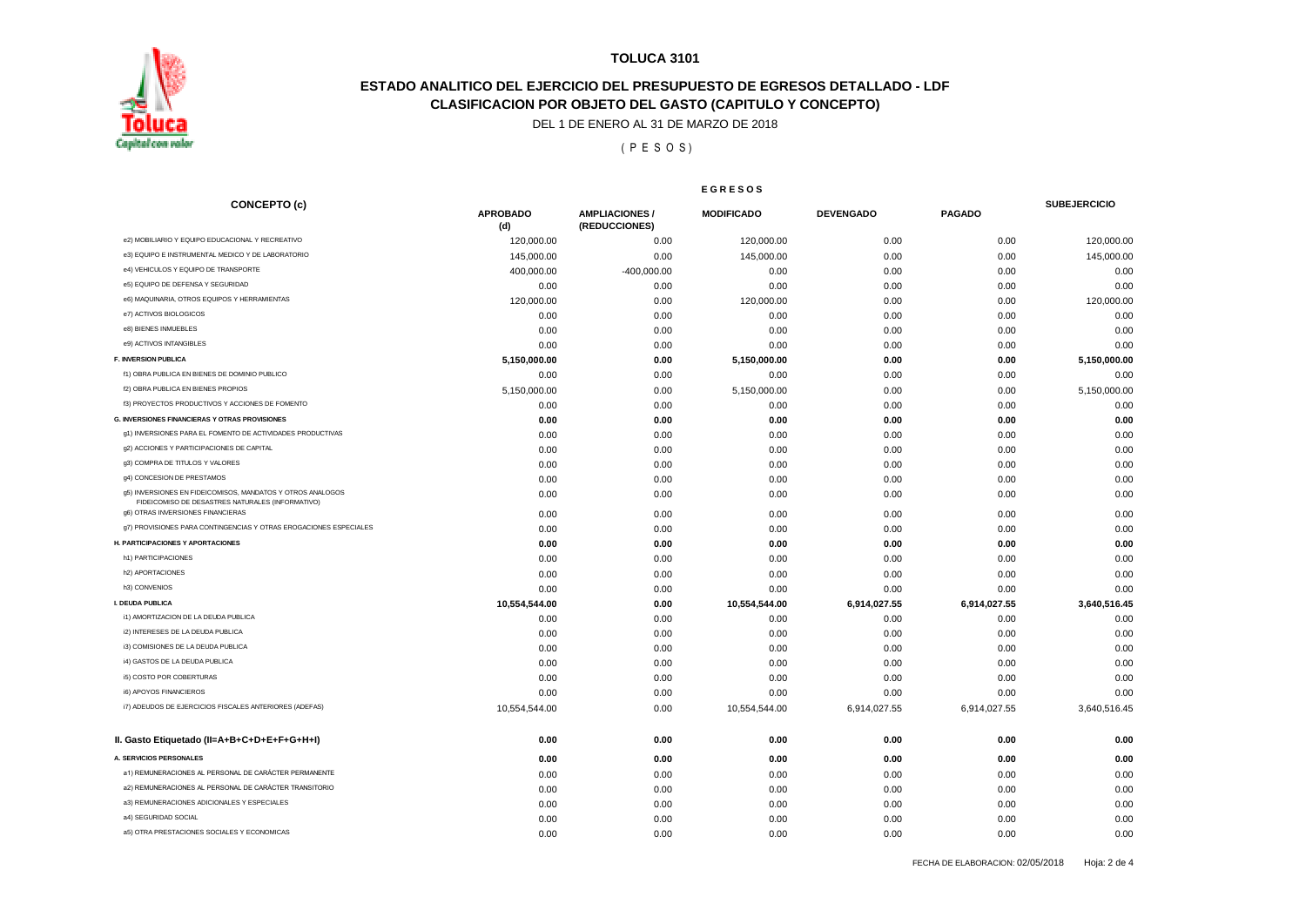**TOLUCA 3101**

## ESTADO ANALITICO DEL EJERCICIO DEL PRESUPUESTO DE EGRESOS DETALLADO - LDF
## CLASIFICACION POR OBJETO DEL GASTO (CAPITULO Y CONCEPTO)

DEL 1 DE ENERO AL 31 DE MARZO DE 2018

( P E S O S )

| CONCEPTO (c) | E G R E S O S | | | | | SUBEJERCICIO |
|---|---|---|---|---|---|---|
| | APROBADO (d) | AMPLIACIONES / (REDUCCIONES) | MODIFICADO | DEVENGADO | PAGADO | |
| e2) MOBILIARIO Y EQUIPO EDUCACIONAL Y RECREATIVO | 120,000.00 | 0.00 | 120,000.00 | 0.00 | 0.00 | 120,000.00 |
| e3) EQUIPO E INSTRUMENTAL MEDICO Y DE LABORATORIO | 145,000.00 | 0.00 | 145,000.00 | 0.00 | 0.00 | 145,000.00 |
| e4) VEHICULOS Y EQUIPO DE TRANSPORTE | 400,000.00 | -400,000.00 | 0.00 | 0.00 | 0.00 | 0.00 |
| e5) EQUIPO DE DEFENSA Y SEGURIDAD | 0.00 | 0.00 | 0.00 | 0.00 | 0.00 | 0.00 |
| e6) MAQUINARIA, OTROS EQUIPOS Y HERRAMIENTAS | 120,000.00 | 0.00 | 120,000.00 | 0.00 | 0.00 | 120,000.00 |
| e7) ACTIVOS BIOLOGICOS | 0.00 | 0.00 | 0.00 | 0.00 | 0.00 | 0.00 |
| e8) BIENES INMUEBLES | 0.00 | 0.00 | 0.00 | 0.00 | 0.00 | 0.00 |
| e9) ACTIVOS INTANGIBLES | 0.00 | 0.00 | 0.00 | 0.00 | 0.00 | 0.00 |
| **F. INVERSION PUBLICA** | **5,150,000.00** | **0.00** | **5,150,000.00** | **0.00** | **0.00** | **5,150,000.00** |
| f1) OBRA PUBLICA EN BIENES DE DOMINIO PUBLICO | 0.00 | 0.00 | 0.00 | 0.00 | 0.00 | 0.00 |
| f2) OBRA PUBLICA EN BIENES PROPIOS | 5,150,000.00 | 0.00 | 5,150,000.00 | 0.00 | 0.00 | 5,150,000.00 |
| f3) PROYECTOS PRODUCTIVOS Y ACCIONES DE FOMENTO | 0.00 | 0.00 | 0.00 | 0.00 | 0.00 | 0.00 |
| **G. INVERSIONES FINANCIERAS Y OTRAS PROVISIONES** | **0.00** | **0.00** | **0.00** | **0.00** | **0.00** | **0.00** |
| g1) INVERSIONES PARA EL FOMENTO DE ACTIVIDADES PRODUCTIVAS | 0.00 | 0.00 | 0.00 | 0.00 | 0.00 | 0.00 |
| g2) ACCIONES Y PARTICIPACIONES DE CAPITAL | 0.00 | 0.00 | 0.00 | 0.00 | 0.00 | 0.00 |
| g3) COMPRA DE TITULOS Y VALORES | 0.00 | 0.00 | 0.00 | 0.00 | 0.00 | 0.00 |
| g4) CONCESION DE PRESTAMOS | 0.00 | 0.00 | 0.00 | 0.00 | 0.00 | 0.00 |
| g5) INVERSIONES EN FIDEICOMISOS, MANDATOS Y OTROS ANALOGOS FIDEICOMISO DE DESASTRES NATURALES (INFORMATIVO) | 0.00 | 0.00 | 0.00 | 0.00 | 0.00 | 0.00 |
| g6) OTRAS INVERSIONES FINANCIERAS | 0.00 | 0.00 | 0.00 | 0.00 | 0.00 | 0.00 |
| g7) PROVISIONES PARA CONTINGENCIAS Y OTRAS EROGACIONES ESPECIALES | 0.00 | 0.00 | 0.00 | 0.00 | 0.00 | 0.00 |
| **H. PARTICIPACIONES Y APORTACIONES** | **0.00** | **0.00** | **0.00** | **0.00** | **0.00** | **0.00** |
| h1) PARTICIPACIONES | 0.00 | 0.00 | 0.00 | 0.00 | 0.00 | 0.00 |
| h2) APORTACIONES | 0.00 | 0.00 | 0.00 | 0.00 | 0.00 | 0.00 |
| h3) CONVENIOS | 0.00 | 0.00 | 0.00 | 0.00 | 0.00 | 0.00 |
| **I. DEUDA PUBLICA** | **10,554,544.00** | **0.00** | **10,554,544.00** | **6,914,027.55** | **6,914,027.55** | **3,640,516.45** |
| i1) AMORTIZACION DE LA DEUDA PUBLICA | 0.00 | 0.00 | 0.00 | 0.00 | 0.00 | 0.00 |
| i2) INTERESES DE LA DEUDA PUBLICA | 0.00 | 0.00 | 0.00 | 0.00 | 0.00 | 0.00 |
| i3) COMISIONES DE LA DEUDA PUBLICA | 0.00 | 0.00 | 0.00 | 0.00 | 0.00 | 0.00 |
| i4) GASTOS DE LA DEUDA PUBLICA | 0.00 | 0.00 | 0.00 | 0.00 | 0.00 | 0.00 |
| i5) COSTO POR COBERTURAS | 0.00 | 0.00 | 0.00 | 0.00 | 0.00 | 0.00 |
| i6) APOYOS FINANCIEROS | 0.00 | 0.00 | 0.00 | 0.00 | 0.00 | 0.00 |
| i7) ADEUDOS DE EJERCICIOS FISCALES ANTERIORES (ADEFAS) | 10,554,544.00 | 0.00 | 10,554,544.00 | 6,914,027.55 | 6,914,027.55 | 3,640,516.45 |
| **II. Gasto Etiquetado (II=A+B+C+D+E+F+G+H+I)** | **0.00** | **0.00** | **0.00** | **0.00** | **0.00** | **0.00** |
| **A. SERVICIOS PERSONALES** | **0.00** | **0.00** | **0.00** | **0.00** | **0.00** | **0.00** |
| a1) REMUNERACIONES AL PERSONAL DE CARÁCTER PERMANENTE | 0.00 | 0.00 | 0.00 | 0.00 | 0.00 | 0.00 |
| a2) REMUNERACIONES AL PERSONAL DE CARÁCTER TRANSITORIO | 0.00 | 0.00 | 0.00 | 0.00 | 0.00 | 0.00 |
| a3) REMUNERACIONES ADICIONALES Y ESPECIALES | 0.00 | 0.00 | 0.00 | 0.00 | 0.00 | 0.00 |
| a4) SEGURIDAD SOCIAL | 0.00 | 0.00 | 0.00 | 0.00 | 0.00 | 0.00 |
| a5) OTRA PRESTACIONES SOCIALES Y ECONOMICAS | 0.00 | 0.00 | 0.00 | 0.00 | 0.00 | 0.00 |

FECHA DE ELABORACION: 02/05/2018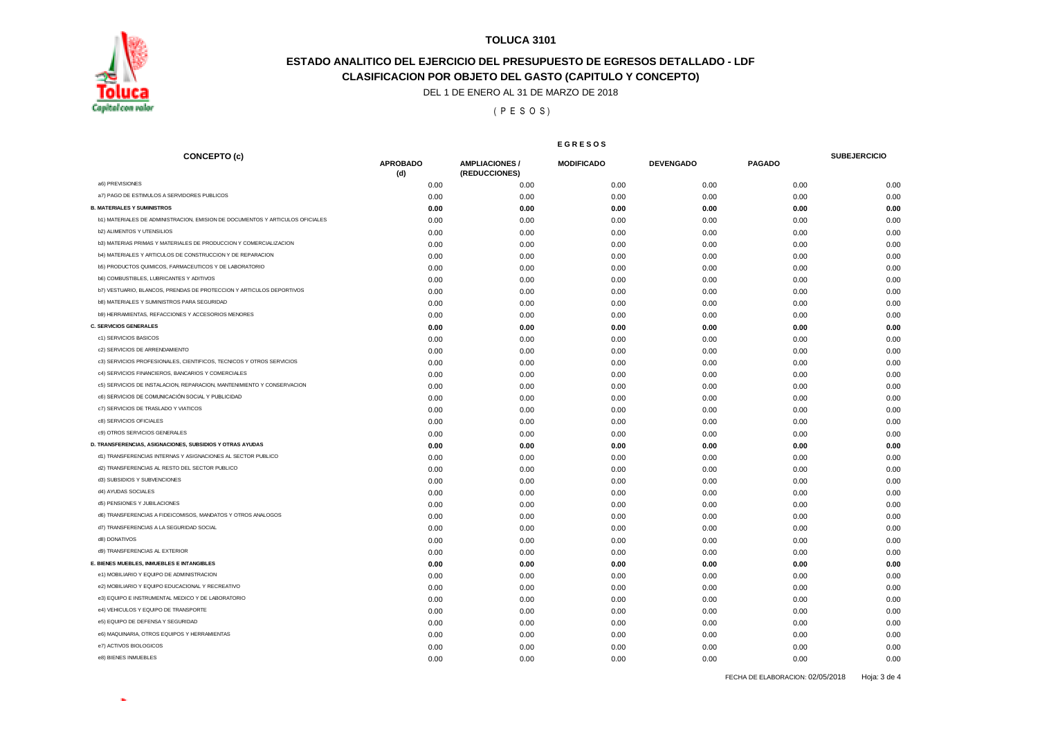# TOLUCA 3101

## ESTADO ANALITICO DEL EJERCICIO DEL PRESUPUESTO DE EGRESOS DETALLADO - LDF
## CLASIFICACION POR OBJETO DEL GASTO (CAPITULO Y CONCEPTO)

DEL 1 DE ENERO AL 31 DE MARZO DE 2018

( P E S O S )

| CONCEPTO (c) | EGRESOS | | | | | SUBEJERCICIO |
|---|---|---|---|---|---|---|
| | APROBADO (d) | AMPLIACIONES / (REDUCCIONES) | MODIFICADO | DEVENGADO | PAGADO | |
| a6) PREVISIONES | 0.00 | 0.00 | 0.00 | 0.00 | 0.00 | 0.00 |
| a7) PAGO DE ESTIMULOS A SERVIDORES PUBLICOS | 0.00 | 0.00 | 0.00 | 0.00 | 0.00 | 0.00 |
| **B. MATERIALES Y SUMINISTROS** | **0.00** | **0.00** | **0.00** | **0.00** | **0.00** | **0.00** |
| b1) MATERIALES DE ADMINISTRACION, EMISION DE DOCUMENTOS Y ARTICULOS OFICIALES | 0.00 | 0.00 | 0.00 | 0.00 | 0.00 | 0.00 |
| b2) ALIMENTOS Y UTENSILIOS | 0.00 | 0.00 | 0.00 | 0.00 | 0.00 | 0.00 |
| b3) MATERIAS PRIMAS Y MATERIALES DE PRODUCCION Y COMERCIALIZACION | 0.00 | 0.00 | 0.00 | 0.00 | 0.00 | 0.00 |
| b4) MATERIALES Y ARTICULOS DE CONSTRUCCION Y DE REPARACION | 0.00 | 0.00 | 0.00 | 0.00 | 0.00 | 0.00 |
| b5) PRODUCTOS QUIMICOS, FARMACEUTICOS Y DE LABORATORIO | 0.00 | 0.00 | 0.00 | 0.00 | 0.00 | 0.00 |
| b6) COMBUSTIBLES, LUBRICANTES Y ADITIVOS | 0.00 | 0.00 | 0.00 | 0.00 | 0.00 | 0.00 |
| b7) VESTUARIO, BLANCOS, PRENDAS DE PROTECCION Y ARTICULOS DEPORTIVOS | 0.00 | 0.00 | 0.00 | 0.00 | 0.00 | 0.00 |
| b8) MATERIALES Y SUMINISTROS PARA SEGURIDAD | 0.00 | 0.00 | 0.00 | 0.00 | 0.00 | 0.00 |
| b9) HERRAMIENTAS, REFACCIONES Y ACCESORIOS MENORES | 0.00 | 0.00 | 0.00 | 0.00 | 0.00 | 0.00 |
| **C. SERVICIOS GENERALES** | **0.00** | **0.00** | **0.00** | **0.00** | **0.00** | **0.00** |
| c1) SERVICIOS BASICOS | 0.00 | 0.00 | 0.00 | 0.00 | 0.00 | 0.00 |
| c2) SERVICIOS DE ARRENDAMIENTO | 0.00 | 0.00 | 0.00 | 0.00 | 0.00 | 0.00 |
| c3) SERVICIOS PROFESIONALES, CIENTIFICOS, TECNICOS Y OTROS SERVICIOS | 0.00 | 0.00 | 0.00 | 0.00 | 0.00 | 0.00 |
| c4) SERVICIOS FINANCIEROS, BANCARIOS Y COMERCIALES | 0.00 | 0.00 | 0.00 | 0.00 | 0.00 | 0.00 |
| c5) SERVICIOS DE INSTALACION, REPARACION, MANTENIMIENTO Y CONSERVACION | 0.00 | 0.00 | 0.00 | 0.00 | 0.00 | 0.00 |
| c6) SERVICIOS DE COMUNICACIÓN SOCIAL Y PUBLICIDAD | 0.00 | 0.00 | 0.00 | 0.00 | 0.00 | 0.00 |
| c7) SERVICIOS DE TRASLADO Y VIATICOS | 0.00 | 0.00 | 0.00 | 0.00 | 0.00 | 0.00 |
| c8) SERVICIOS OFICIALES | 0.00 | 0.00 | 0.00 | 0.00 | 0.00 | 0.00 |
| c9) OTROS SERVICIOS GENERALES | 0.00 | 0.00 | 0.00 | 0.00 | 0.00 | 0.00 |
| **D. TRANSFERENCIAS, ASIGNACIONES, SUBSIDIOS Y OTRAS AYUDAS** | **0.00** | **0.00** | **0.00** | **0.00** | **0.00** | **0.00** |
| d1) TRANSFERENCIAS INTERNAS Y ASIGNACIONES AL SECTOR PUBLICO | 0.00 | 0.00 | 0.00 | 0.00 | 0.00 | 0.00 |
| d2) TRANSFERENCIAS AL RESTO DEL SECTOR PUBLICO | 0.00 | 0.00 | 0.00 | 0.00 | 0.00 | 0.00 |
| d3) SUBSIDIOS Y SUBVENCIONES | 0.00 | 0.00 | 0.00 | 0.00 | 0.00 | 0.00 |
| d4) AYUDAS SOCIALES | 0.00 | 0.00 | 0.00 | 0.00 | 0.00 | 0.00 |
| d5) PENSIONES Y JUBILACIONES | 0.00 | 0.00 | 0.00 | 0.00 | 0.00 | 0.00 |
| d6) TRANSFERENCIAS A FIDEICOMISOS, MANDATOS Y OTROS ANALOGOS | 0.00 | 0.00 | 0.00 | 0.00 | 0.00 | 0.00 |
| d7) TRANSFERENCIAS A LA SEGURIDAD SOCIAL | 0.00 | 0.00 | 0.00 | 0.00 | 0.00 | 0.00 |
| d8) DONATIVOS | 0.00 | 0.00 | 0.00 | 0.00 | 0.00 | 0.00 |
| d9) TRANSFERENCIAS AL EXTERIOR | 0.00 | 0.00 | 0.00 | 0.00 | 0.00 | 0.00 |
| **E. BIENES MUEBLES, INMUEBLES E INTANGIBLES** | **0.00** | **0.00** | **0.00** | **0.00** | **0.00** | **0.00** |
| e1) MOBILIARIO Y EQUIPO DE ADMINISTRACION | 0.00 | 0.00 | 0.00 | 0.00 | 0.00 | 0.00 |
| e2) MOBILIARIO Y EQUIPO EDUCACIONAL Y RECREATIVO | 0.00 | 0.00 | 0.00 | 0.00 | 0.00 | 0.00 |
| e3) EQUIPO E INSTRUMENTAL MEDICO Y DE LABORATORIO | 0.00 | 0.00 | 0.00 | 0.00 | 0.00 | 0.00 |
| e4) VEHICULOS Y EQUIPO DE TRANSPORTE | 0.00 | 0.00 | 0.00 | 0.00 | 0.00 | 0.00 |
| e5) EQUIPO DE DEFENSA Y SEGURIDAD | 0.00 | 0.00 | 0.00 | 0.00 | 0.00 | 0.00 |
| e6) MAQUINARIA, OTROS EQUIPOS Y HERRAMIENTAS | 0.00 | 0.00 | 0.00 | 0.00 | 0.00 | 0.00 |
| e7) ACTIVOS BIOLOGICOS | 0.00 | 0.00 | 0.00 | 0.00 | 0.00 | 0.00 |
| e8) BIENES INMUEBLES | 0.00 | 0.00 | 0.00 | 0.00 | 0.00 | 0.00 |

FECHA DE ELABORACION: 02/05/2018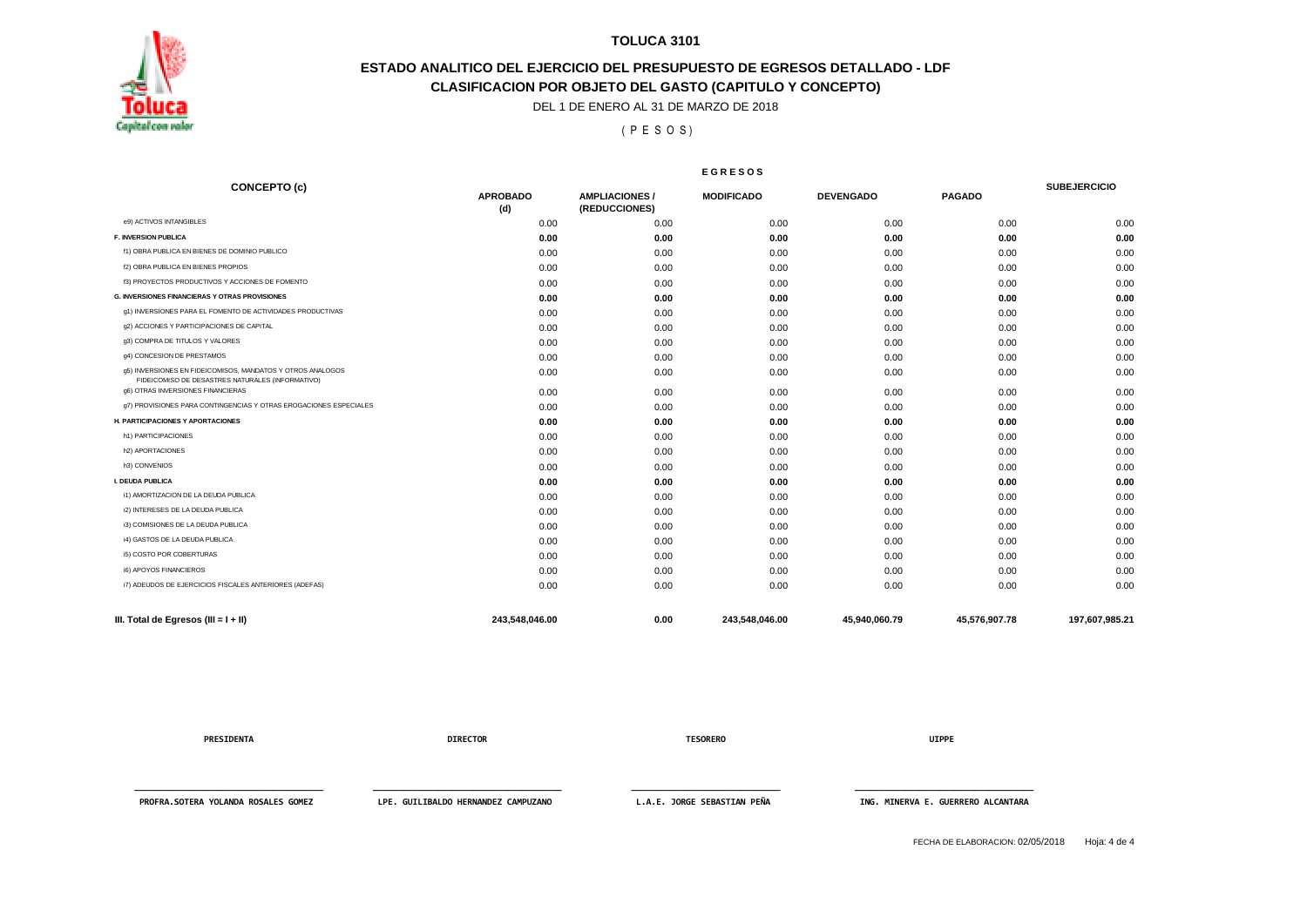# TOLUCA 3101

## ESTADO ANALITICO DEL EJERCICIO DEL PRESUPUESTO DE EGRESOS DETALLADO - LDF

## CLASIFICACION POR OBJETO DEL GASTO (CAPITULO Y CONCEPTO)

DEL 1 DE ENERO AL 31 DE MARZO DE 2018

( P E S O S )

| CONCEPTO (c) | EGRESOS | | | | | |
|---|---|---|---|---|---|---|
| | APROBADO (d) | AMPLIACIONES / (REDUCCIONES) | MODIFICADO | DEVENGADO | PAGADO | SUBEJERCICIO |
| e9) ACTIVOS INTANGIBLES | 0.00 | 0.00 | 0.00 | 0.00 | 0.00 | 0.00 |
| **F. INVERSION PUBLICA** | **0.00** | **0.00** | **0.00** | **0.00** | **0.00** | **0.00** |
| f1) OBRA PUBLICA EN BIENES DE DOMINIO PUBLICO | 0.00 | 0.00 | 0.00 | 0.00 | 0.00 | 0.00 |
| f2) OBRA PUBLICA EN BIENES PROPIOS | 0.00 | 0.00 | 0.00 | 0.00 | 0.00 | 0.00 |
| f3) PROYECTOS PRODUCTIVOS Y ACCIONES DE FOMENTO | 0.00 | 0.00 | 0.00 | 0.00 | 0.00 | 0.00 |
| **G. INVERSIONES FINANCIERAS Y OTRAS PROVISIONES** | **0.00** | **0.00** | **0.00** | **0.00** | **0.00** | **0.00** |
| g1) INVERSIONES PARA EL FOMENTO DE ACTIVIDADES PRODUCTIVAS | 0.00 | 0.00 | 0.00 | 0.00 | 0.00 | 0.00 |
| g2) ACCIONES Y PARTICIPACIONES DE CAPITAL | 0.00 | 0.00 | 0.00 | 0.00 | 0.00 | 0.00 |
| g3) COMPRA DE TITULOS Y VALORES | 0.00 | 0.00 | 0.00 | 0.00 | 0.00 | 0.00 |
| g4) CONCESION DE PRESTAMOS | 0.00 | 0.00 | 0.00 | 0.00 | 0.00 | 0.00 |
| g5) INVERSIONES EN FIDEICOMISOS, MANDATOS Y OTROS ANALOGOS FIDEICOMISO DE DESASTRES NATURALES (INFORMATIVO) | 0.00 | 0.00 | 0.00 | 0.00 | 0.00 | 0.00 |
| g6) OTRAS INVERSIONES FINANCIERAS | 0.00 | 0.00 | 0.00 | 0.00 | 0.00 | 0.00 |
| g7) PROVISIONES PARA CONTINGENCIAS Y OTRAS EROGACIONES ESPECIALES | 0.00 | 0.00 | 0.00 | 0.00 | 0.00 | 0.00 |
| **H. PARTICIPACIONES Y APORTACIONES** | **0.00** | **0.00** | **0.00** | **0.00** | **0.00** | **0.00** |
| h1) PARTICIPACIONES | 0.00 | 0.00 | 0.00 | 0.00 | 0.00 | 0.00 |
| h2) APORTACIONES | 0.00 | 0.00 | 0.00 | 0.00 | 0.00 | 0.00 |
| h3) CONVENIOS | 0.00 | 0.00 | 0.00 | 0.00 | 0.00 | 0.00 |
| **I. DEUDA PUBLICA** | **0.00** | **0.00** | **0.00** | **0.00** | **0.00** | **0.00** |
| i1) AMORTIZACION DE LA DEUDA PUBLICA | 0.00 | 0.00 | 0.00 | 0.00 | 0.00 | 0.00 |
| i2) INTERESES DE LA DEUDA PUBLICA | 0.00 | 0.00 | 0.00 | 0.00 | 0.00 | 0.00 |
| i3) COMISIONES DE LA DEUDA PUBLICA | 0.00 | 0.00 | 0.00 | 0.00 | 0.00 | 0.00 |
| i4) GASTOS DE LA DEUDA PUBLICA | 0.00 | 0.00 | 0.00 | 0.00 | 0.00 | 0.00 |
| i5) COSTO POR COBERTURAS | 0.00 | 0.00 | 0.00 | 0.00 | 0.00 | 0.00 |
| i6) APOYOS FINANCIEROS | 0.00 | 0.00 | 0.00 | 0.00 | 0.00 | 0.00 |
| i7) ADEUDOS DE EJERCICIOS FISCALES ANTERIORES (ADEFAS) | 0.00 | 0.00 | 0.00 | 0.00 | 0.00 | 0.00 |
| **III. Total de Egresos (III = I + II)** | **243,548,046.00** | **0.00** | **243,548,046.00** | **45,940,060.79** | **45,576,907.78** | **197,607,985.21** |

| PRESIDENTA | DIRECTOR | TESORERO | UIPPE |
|---|---|---|---|
| PROFRA.SOTERA YOLANDA ROSALES GOMEZ | LPE. GUILIBALDO HERNANDEZ CAMPUZANO | L.A.E. JORGE SEBASTIAN PEÑA | ING. MINERVA E. GUERRERO ALCANTARA |

FECHA DE ELABORACION: 02/05/2018